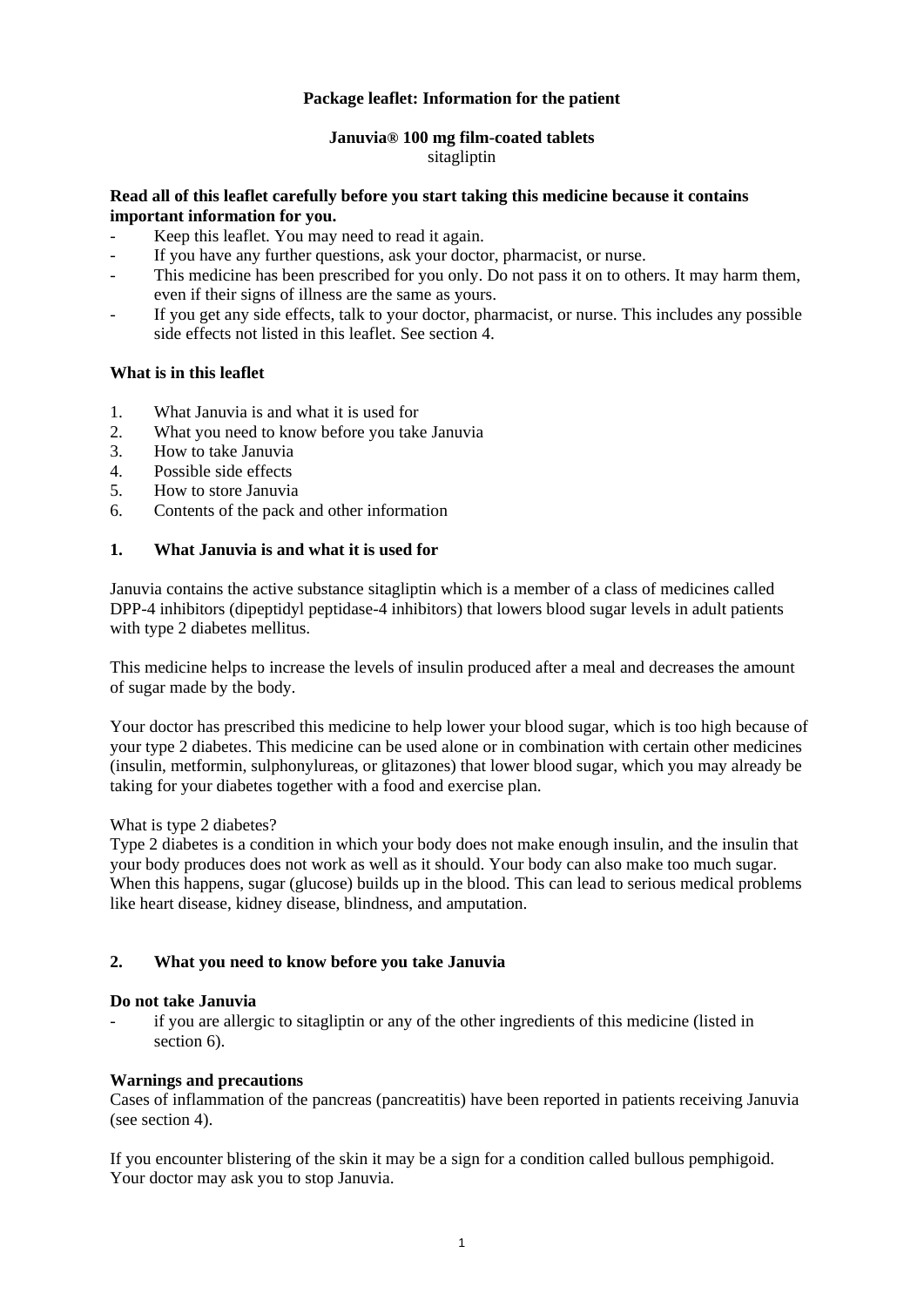**Package leaflet: Information for the patient**

**Januvia® 100 mg film-coated tablets**
sitagliptin

**Read all of this leaflet carefully before you start taking this medicine because it contains important information for you.**

- Keep this leaflet. You may need to read it again.
- If you have any further questions, ask your doctor, pharmacist, or nurse.
- This medicine has been prescribed for you only. Do not pass it on to others. It may harm them, even if their signs of illness are the same as yours.
- If you get any side effects, talk to your doctor, pharmacist, or nurse. This includes any possible side effects not listed in this leaflet. See section 4.

**What is in this leaflet**

1. What Januvia is and what it is used for
2. What you need to know before you take Januvia
3. How to take Januvia
4. Possible side effects
5. How to store Januvia
6. Contents of the pack and other information

## 1. What Januvia is and what it is used for

Januvia contains the active substance sitagliptin which is a member of a class of medicines called DPP-4 inhibitors (dipeptidyl peptidase-4 inhibitors) that lowers blood sugar levels in adult patients with type 2 diabetes mellitus.

This medicine helps to increase the levels of insulin produced after a meal and decreases the amount of sugar made by the body.

Your doctor has prescribed this medicine to help lower your blood sugar, which is too high because of your type 2 diabetes. This medicine can be used alone or in combination with certain other medicines (insulin, metformin, sulphonylureas, or glitazones) that lower blood sugar, which you may already be taking for your diabetes together with a food and exercise plan.

What is type 2 diabetes?
Type 2 diabetes is a condition in which your body does not make enough insulin, and the insulin that your body produces does not work as well as it should. Your body can also make too much sugar. When this happens, sugar (glucose) builds up in the blood. This can lead to serious medical problems like heart disease, kidney disease, blindness, and amputation.

## 2. What you need to know before you take Januvia

**Do not take Januvia**

- if you are allergic to sitagliptin or any of the other ingredients of this medicine (listed in section 6).

**Warnings and precautions**

Cases of inflammation of the pancreas (pancreatitis) have been reported in patients receiving Januvia (see section 4).

If you encounter blistering of the skin it may be a sign for a condition called bullous pemphigoid. Your doctor may ask you to stop Januvia.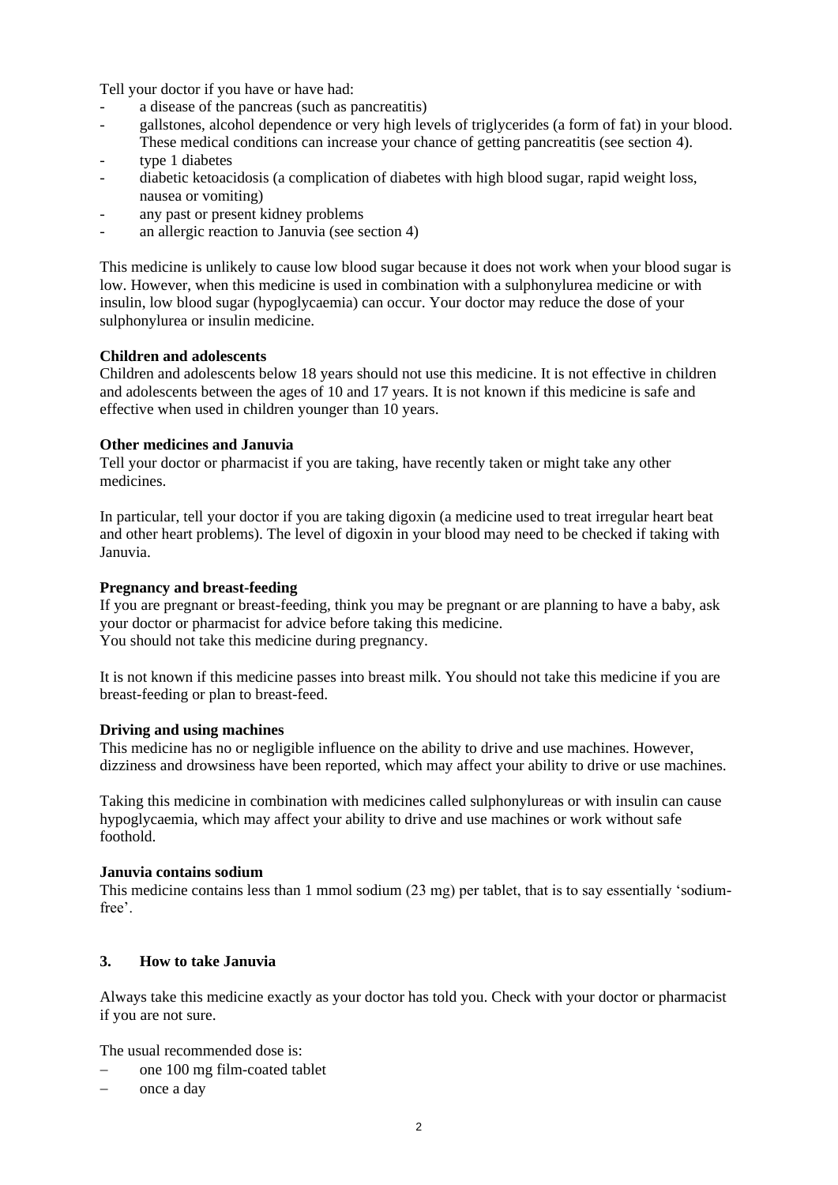Tell your doctor if you have or have had:

- a disease of the pancreas (such as pancreatitis)
- gallstones, alcohol dependence or very high levels of triglycerides (a form of fat) in your blood. These medical conditions can increase your chance of getting pancreatitis (see section 4).
- type 1 diabetes
- diabetic ketoacidosis (a complication of diabetes with high blood sugar, rapid weight loss, nausea or vomiting)
- any past or present kidney problems
- an allergic reaction to Januvia (see section 4)

This medicine is unlikely to cause low blood sugar because it does not work when your blood sugar is low. However, when this medicine is used in combination with a sulphonylurea medicine or with insulin, low blood sugar (hypoglycaemia) can occur. Your doctor may reduce the dose of your sulphonylurea or insulin medicine.

**Children and adolescents**
Children and adolescents below 18 years should not use this medicine. It is not effective in children and adolescents between the ages of 10 and 17 years. It is not known if this medicine is safe and effective when used in children younger than 10 years.

**Other medicines and Januvia**
Tell your doctor or pharmacist if you are taking, have recently taken or might take any other medicines.

In particular, tell your doctor if you are taking digoxin (a medicine used to treat irregular heart beat and other heart problems). The level of digoxin in your blood may need to be checked if taking with Januvia.

**Pregnancy and breast-feeding**
If you are pregnant or breast-feeding, think you may be pregnant or are planning to have a baby, ask your doctor or pharmacist for advice before taking this medicine.
You should not take this medicine during pregnancy.

It is not known if this medicine passes into breast milk. You should not take this medicine if you are breast-feeding or plan to breast-feed.

**Driving and using machines**
This medicine has no or negligible influence on the ability to drive and use machines. However, dizziness and drowsiness have been reported, which may affect your ability to drive or use machines.

Taking this medicine in combination with medicines called sulphonylureas or with insulin can cause hypoglycaemia, which may affect your ability to drive and use machines or work without safe foothold.

**Januvia contains sodium**
This medicine contains less than 1 mmol sodium (23 mg) per tablet, that is to say essentially 'sodium-free'.

## 3. How to take Januvia

Always take this medicine exactly as your doctor has told you. Check with your doctor or pharmacist if you are not sure.

The usual recommended dose is:

- one 100 mg film-coated tablet
- once a day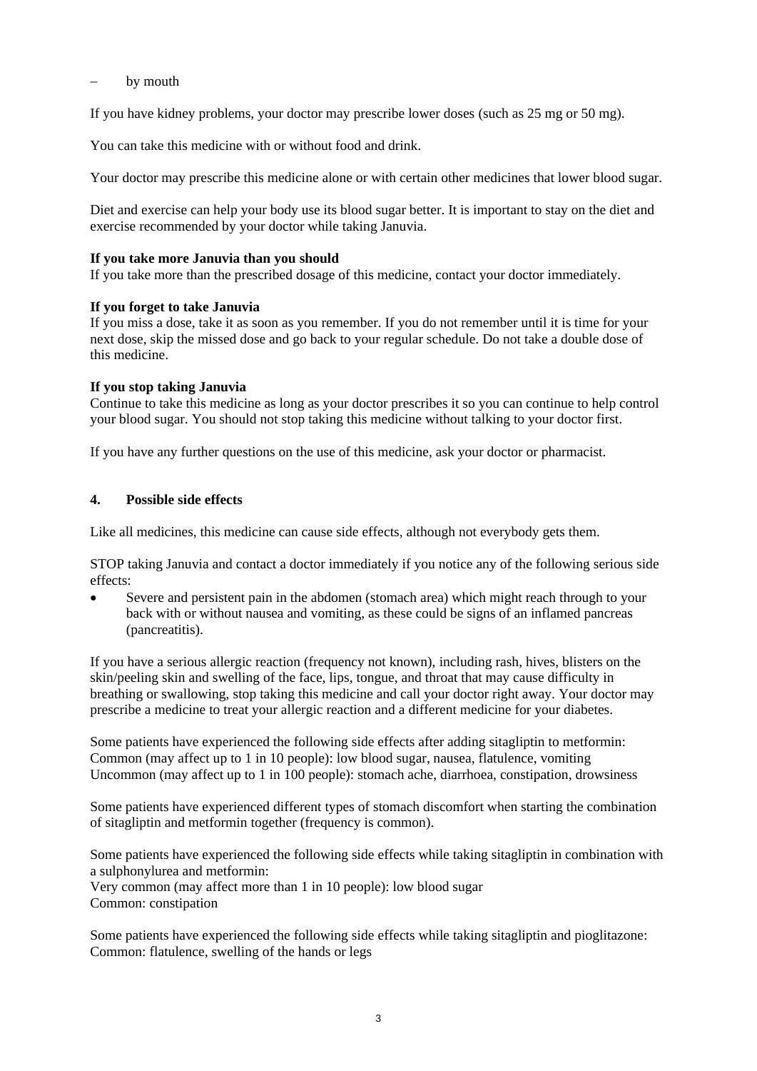– by mouth

If you have kidney problems, your doctor may prescribe lower doses (such as 25 mg or 50 mg).

You can take this medicine with or without food and drink.

Your doctor may prescribe this medicine alone or with certain other medicines that lower blood sugar.

Diet and exercise can help your body use its blood sugar better. It is important to stay on the diet and exercise recommended by your doctor while taking Januvia.

**If you take more Januvia than you should**
If you take more than the prescribed dosage of this medicine, contact your doctor immediately.

**If you forget to take Januvia**
If you miss a dose, take it as soon as you remember. If you do not remember until it is time for your next dose, skip the missed dose and go back to your regular schedule. Do not take a double dose of this medicine.

**If you stop taking Januvia**
Continue to take this medicine as long as your doctor prescribes it so you can continue to help control your blood sugar. You should not stop taking this medicine without talking to your doctor first.

If you have any further questions on the use of this medicine, ask your doctor or pharmacist.

## 4. Possible side effects

Like all medicines, this medicine can cause side effects, although not everybody gets them.

STOP taking Januvia and contact a doctor immediately if you notice any of the following serious side effects:

- Severe and persistent pain in the abdomen (stomach area) which might reach through to your back with or without nausea and vomiting, as these could be signs of an inflamed pancreas (pancreatitis).

If you have a serious allergic reaction (frequency not known), including rash, hives, blisters on the skin/peeling skin and swelling of the face, lips, tongue, and throat that may cause difficulty in breathing or swallowing, stop taking this medicine and call your doctor right away. Your doctor may prescribe a medicine to treat your allergic reaction and a different medicine for your diabetes.

Some patients have experienced the following side effects after adding sitagliptin to metformin:
Common (may affect up to 1 in 10 people): low blood sugar, nausea, flatulence, vomiting
Uncommon (may affect up to 1 in 100 people): stomach ache, diarrhoea, constipation, drowsiness

Some patients have experienced different types of stomach discomfort when starting the combination of sitagliptin and metformin together (frequency is common).

Some patients have experienced the following side effects while taking sitagliptin in combination with a sulphonylurea and metformin:
Very common (may affect more than 1 in 10 people): low blood sugar
Common: constipation

Some patients have experienced the following side effects while taking sitagliptin and pioglitazone:
Common: flatulence, swelling of the hands or legs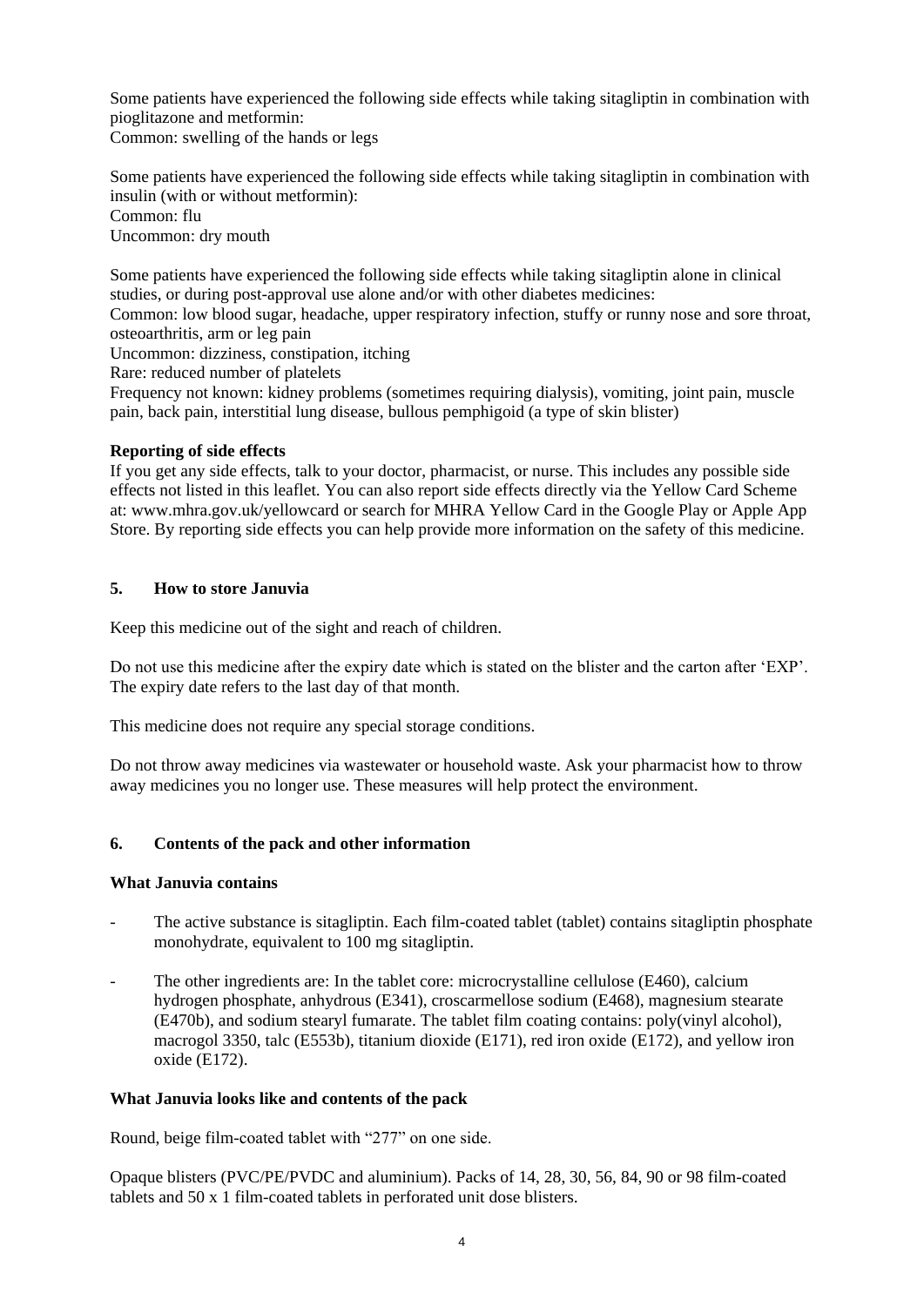Some patients have experienced the following side effects while taking sitagliptin in combination with pioglitazone and metformin:
Common: swelling of the hands or legs

Some patients have experienced the following side effects while taking sitagliptin in combination with insulin (with or without metformin):
Common: flu
Uncommon: dry mouth

Some patients have experienced the following side effects while taking sitagliptin alone in clinical studies, or during post-approval use alone and/or with other diabetes medicines:
Common: low blood sugar, headache, upper respiratory infection, stuffy or runny nose and sore throat, osteoarthritis, arm or leg pain
Uncommon: dizziness, constipation, itching
Rare: reduced number of platelets
Frequency not known: kidney problems (sometimes requiring dialysis), vomiting, joint pain, muscle pain, back pain, interstitial lung disease, bullous pemphigoid (a type of skin blister)

**Reporting of side effects**
If you get any side effects, talk to your doctor, pharmacist, or nurse. This includes any possible side effects not listed in this leaflet. You can also report side effects directly via the Yellow Card Scheme at: www.mhra.gov.uk/yellowcard or search for MHRA Yellow Card in the Google Play or Apple App Store. By reporting side effects you can help provide more information on the safety of this medicine.

## 5. How to store Januvia

Keep this medicine out of the sight and reach of children.

Do not use this medicine after the expiry date which is stated on the blister and the carton after 'EXP'. The expiry date refers to the last day of that month.

This medicine does not require any special storage conditions.

Do not throw away medicines via wastewater or household waste. Ask your pharmacist how to throw away medicines you no longer use. These measures will help protect the environment.

## 6. Contents of the pack and other information

**What Januvia contains**

- The active substance is sitagliptin. Each film-coated tablet (tablet) contains sitagliptin phosphate monohydrate, equivalent to 100 mg sitagliptin.

- The other ingredients are: In the tablet core: microcrystalline cellulose (E460), calcium hydrogen phosphate, anhydrous (E341), croscarmellose sodium (E468), magnesium stearate (E470b), and sodium stearyl fumarate. The tablet film coating contains: poly(vinyl alcohol), macrogol 3350, talc (E553b), titanium dioxide (E171), red iron oxide (E172), and yellow iron oxide (E172).

**What Januvia looks like and contents of the pack**

Round, beige film-coated tablet with "277" on one side.

Opaque blisters (PVC/PE/PVDC and aluminium). Packs of 14, 28, 30, 56, 84, 90 or 98 film-coated tablets and 50 x 1 film-coated tablets in perforated unit dose blisters.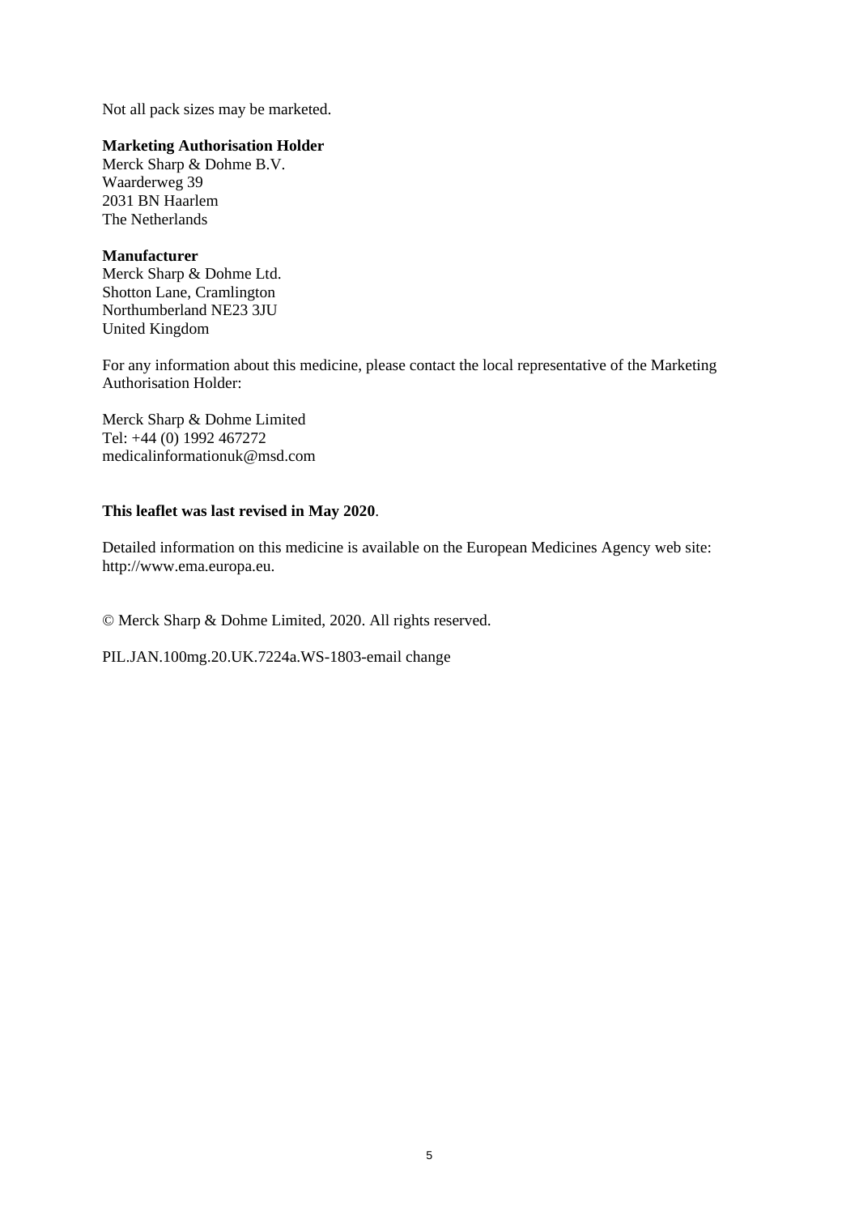Not all pack sizes may be marketed.

**Marketing Authorisation Holder**
Merck Sharp & Dohme B.V.
Waarderweg 39
2031 BN Haarlem
The Netherlands

**Manufacturer**
Merck Sharp & Dohme Ltd.
Shotton Lane, Cramlington
Northumberland NE23 3JU
United Kingdom

For any information about this medicine, please contact the local representative of the Marketing Authorisation Holder:

Merck Sharp & Dohme Limited
Tel: +44 (0) 1992 467272
medicalinformationuk@msd.com

**This leaflet was last revised in May 2020**.

Detailed information on this medicine is available on the European Medicines Agency web site: http://www.ema.europa.eu.

© Merck Sharp & Dohme Limited, 2020. All rights reserved.

PIL.JAN.100mg.20.UK.7224a.WS-1803-email change